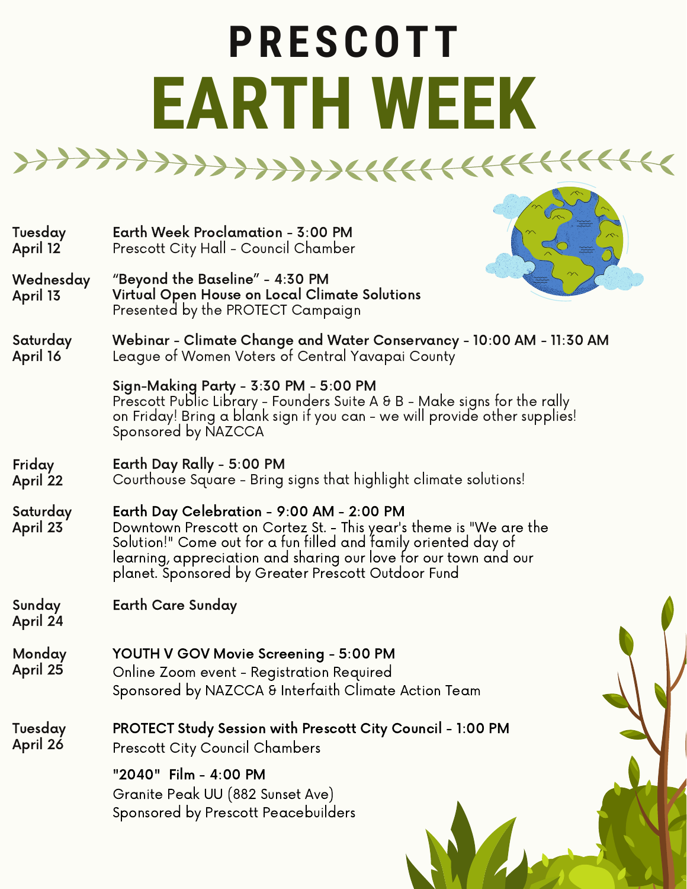# PRESCOTT

# EARTH WEEK

**Tuesday April 12**

**Earth Week Proclamation - 3:00 PM**
Prescott City Hall - Council Chamber

**Wednesday April 13**

**"Beyond the Baseline" - 4:30 PM**
**Virtual Open House on Local Climate Solutions**
Presented by the PROTECT Campaign

**Saturday April 16**

**Webinar - Climate Change and Water Conservancy - 10:00 AM - 11:30 AM**
League of Women Voters of Central Yavapai County

**Sign-Making Party - 3:30 PM - 5:00 PM**
Prescott Public Library - Founders Suite A & B - Make signs for the rally on Friday! Bring a blank sign if you can - we will provide other supplies! Sponsored by NAZCCA

**Friday April 22**

**Earth Day Rally - 5:00 PM**
Courthouse Square - Bring signs that highlight climate solutions!

**Saturday April 23**

**Earth Day Celebration - 9:00 AM - 2:00 PM**
Downtown Prescott on Cortez St. - This year's theme is "We are the Solution!" Come out for a fun filled and family oriented day of learning, appreciation and sharing our love for our town and our planet. Sponsored by Greater Prescott Outdoor Fund

**Sunday April 24**

**Earth Care Sunday**

**Monday April 25**

**YOUTH V GOV Movie Screening - 5:00 PM**
Online Zoom event - Registration Required
Sponsored by NAZCCA & Interfaith Climate Action Team

**Tuesday April 26**

**PROTECT Study Session with Prescott City Council - 1:00 PM**
Prescott City Council Chambers

**"2040" Film - 4:00 PM**
Granite Peak UU (882 Sunset Ave)
Sponsored by Prescott Peacebuilders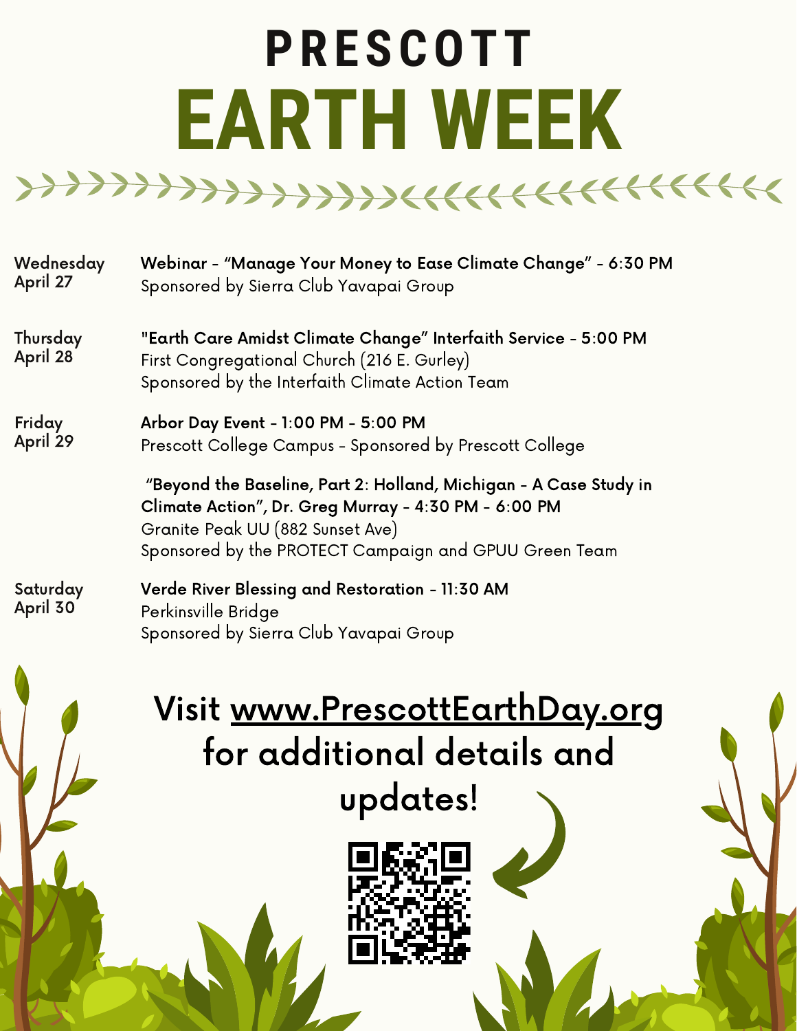# PRESCOTT EARTH WEEK

**Wednesday April 27**

**Webinar - "Manage Your Money to Ease Climate Change" - 6:30 PM**
Sponsored by Sierra Club Yavapai Group

**Thursday April 28**

**"Earth Care Amidst Climate Change" Interfaith Service - 5:00 PM**
First Congregational Church (216 E. Gurley)
Sponsored by the Interfaith Climate Action Team

**Friday April 29**

**Arbor Day Event - 1:00 PM - 5:00 PM**
Prescott College Campus - Sponsored by Prescott College

**"Beyond the Baseline, Part 2: Holland, Michigan - A Case Study in Climate Action", Dr. Greg Murray - 4:30 PM - 6:00 PM**
Granite Peak UU (882 Sunset Ave)
Sponsored by the PROTECT Campaign and GPUU Green Team

**Saturday April 30**

**Verde River Blessing and Restoration - 11:30 AM**
Perkinsville Bridge
Sponsored by Sierra Club Yavapai Group

## Visit www.PrescottEarthDay.org for additional details and updates!